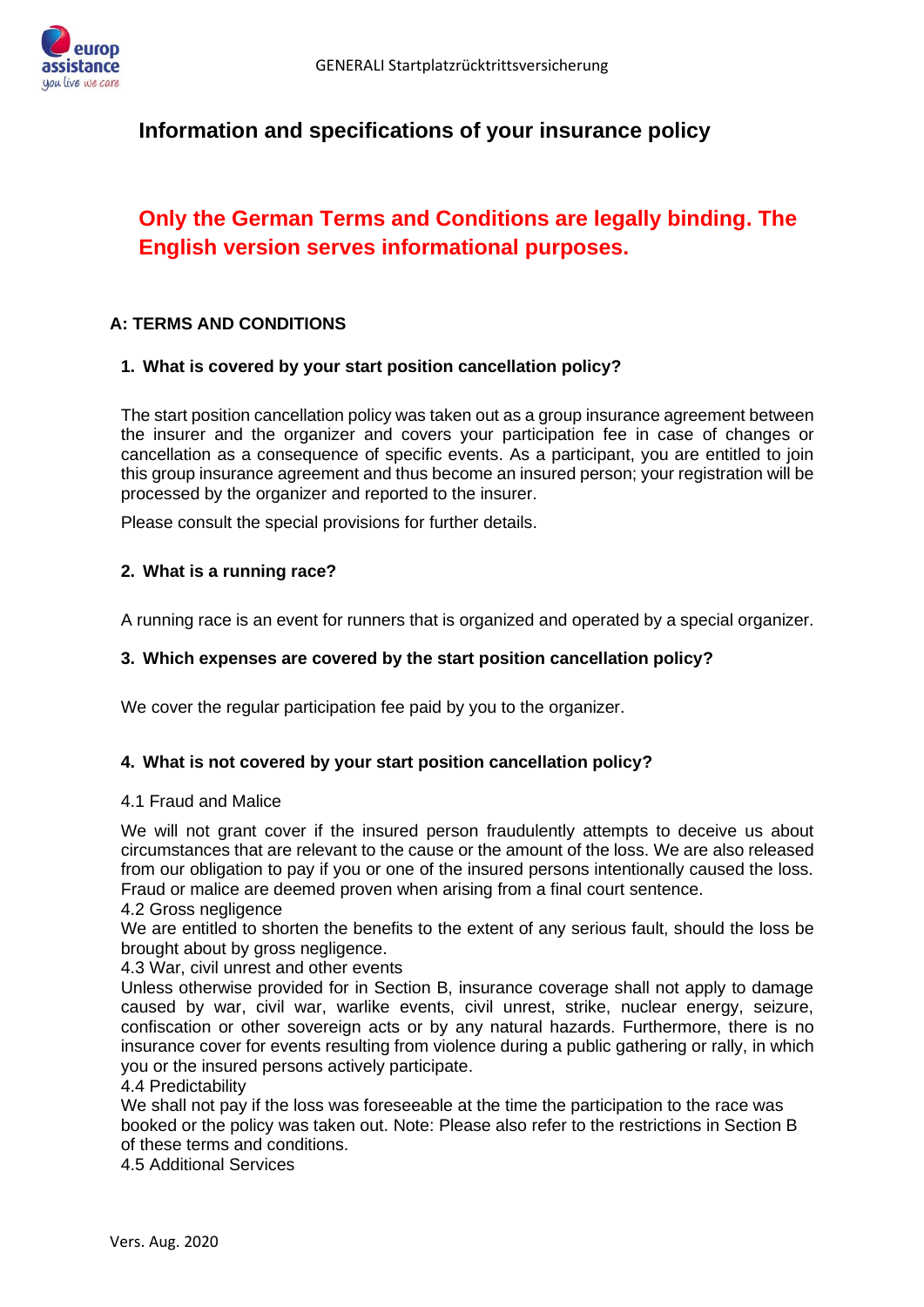# Information and specifications of your insurance policy

## Only the German Terms and Conditions are legally binding. The English version serves informational purposes.

### A: TERMS AND CONDITIONS

#### 1. What is covered by your start position cancellation policy?

The start position cancellation policy was taken out as a group insurance agreement between the insurer and the organizer and covers your participation fee in case of changes or cancellation as a consequence of specific events. As a participant, you are entitled to join this group insurance agreement and thus become an insured person; your registration will be processed by the organizer and reported to the insurer.

Please consult the special provisions for further details.

#### 2. What is a running race?

A running race is an event for runners that is organized and operated by a special organizer.

#### 3. Which expenses are covered by the start position cancellation policy?

We cover the regular participation fee paid by you to the organizer.

#### 4. What is not covered by your start position cancellation policy?

4.1 Fraud and Malice

We will not grant cover if the insured person fraudulently attempts to deceive us about circumstances that are relevant to the cause or the amount of the loss. We are also released from our obligation to pay if you or one of the insured persons intentionally caused the loss. Fraud or malice are deemed proven when arising from a final court sentence.

4.2 Gross negligence

We are entitled to shorten the benefits to the extent of any serious fault, should the loss be brought about by gross negligence.

4.3 War, civil unrest and other events

Unless otherwise provided for in Section B, insurance coverage shall not apply to damage caused by war, civil war, warlike events, civil unrest, strike, nuclear energy, seizure, confiscation or other sovereign acts or by any natural hazards. Furthermore, there is no insurance cover for events resulting from violence during a public gathering or rally, in which you or the insured persons actively participate.

4.4 Predictability

We shall not pay if the loss was foreseeable at the time the participation to the race was booked or the policy was taken out. Note: Please also refer to the restrictions in Section B of these terms and conditions.

4.5 Additional Services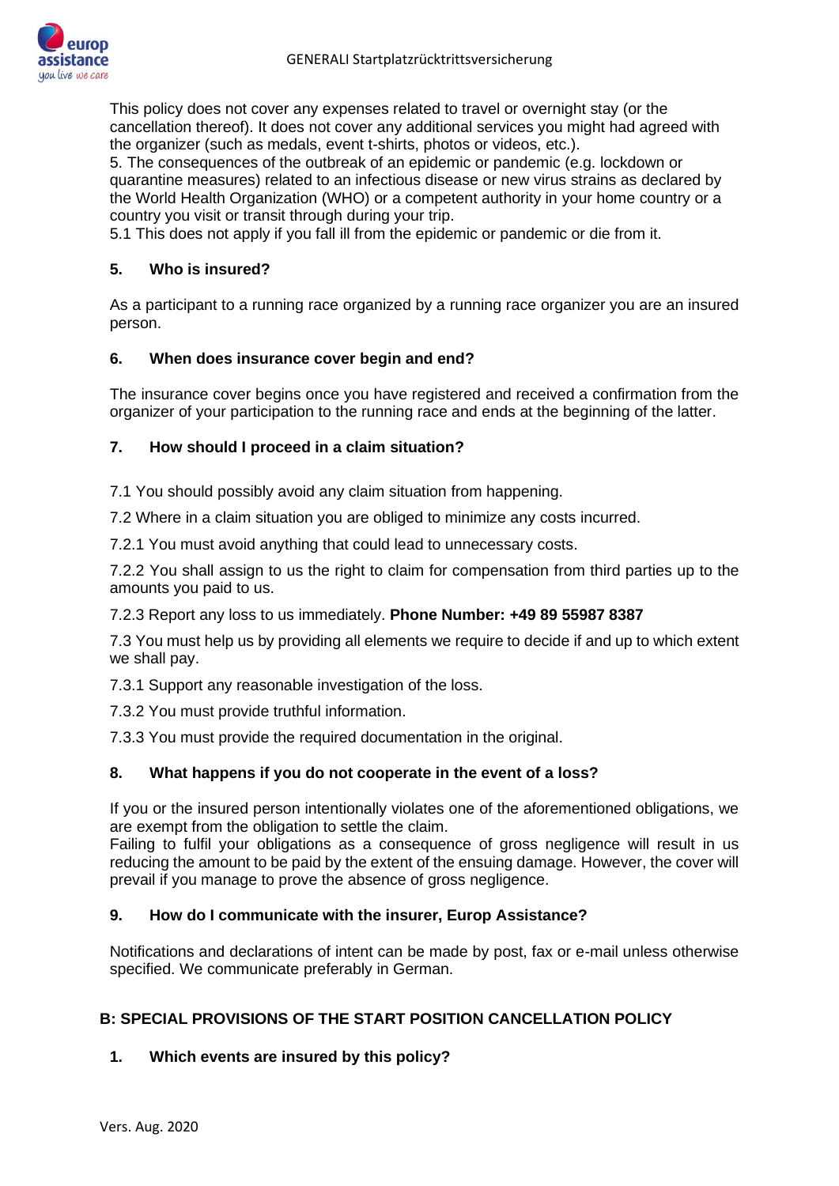This policy does not cover any expenses related to travel or overnight stay (or the cancellation thereof). It does not cover any additional services you might had agreed with the organizer (such as medals, event t-shirts, photos or videos, etc.).

5. The consequences of the outbreak of an epidemic or pandemic (e.g. lockdown or quarantine measures) related to an infectious disease or new virus strains as declared by the World Health Organization (WHO) or a competent authority in your home country or a country you visit or transit through during your trip.

5.1 This does not apply if you fall ill from the epidemic or pandemic or die from it.

### 5. Who is insured?

As a participant to a running race organized by a running race organizer you are an insured person.

### 6. When does insurance cover begin and end?

The insurance cover begins once you have registered and received a confirmation from the organizer of your participation to the running race and ends at the beginning of the latter.

### 7. How should I proceed in a claim situation?

7.1 You should possibly avoid any claim situation from happening.

7.2 Where in a claim situation you are obliged to minimize any costs incurred.

7.2.1 You must avoid anything that could lead to unnecessary costs.

7.2.2 You shall assign to us the right to claim for compensation from third parties up to the amounts you paid to us.

7.2.3 Report any loss to us immediately. **Phone Number: +49 89 55987 8387**

7.3 You must help us by providing all elements we require to decide if and up to which extent we shall pay.

7.3.1 Support any reasonable investigation of the loss.

7.3.2 You must provide truthful information.

7.3.3 You must provide the required documentation in the original.

### 8. What happens if you do not cooperate in the event of a loss?

If you or the insured person intentionally violates one of the aforementioned obligations, we are exempt from the obligation to settle the claim.

Failing to fulfil your obligations as a consequence of gross negligence will result in us reducing the amount to be paid by the extent of the ensuing damage. However, the cover will prevail if you manage to prove the absence of gross negligence.

### 9. How do I communicate with the insurer, Europ Assistance?

Notifications and declarations of intent can be made by post, fax or e-mail unless otherwise specified. We communicate preferably in German.

## B: SPECIAL PROVISIONS OF THE START POSITION CANCELLATION POLICY

### 1. Which events are insured by this policy?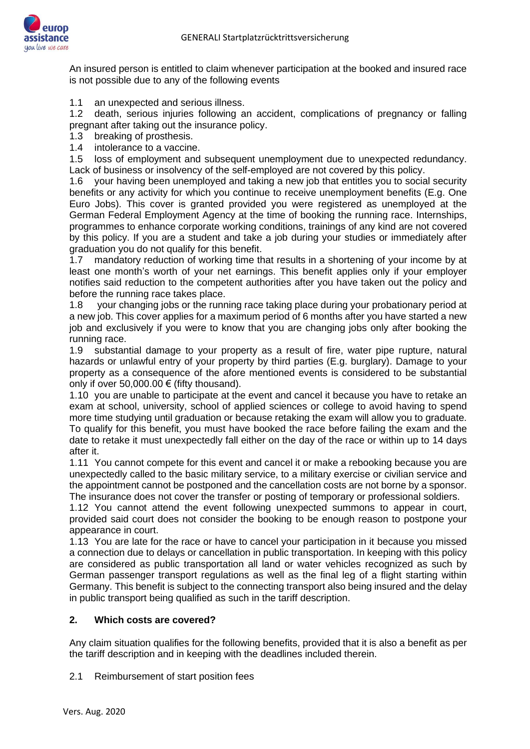An insured person is entitled to claim whenever participation at the booked and insured race is not possible due to any of the following events

1.1 an unexpected and serious illness.
1.2 death, serious injuries following an accident, complications of pregnancy or falling pregnant after taking out the insurance policy.
1.3 breaking of prosthesis.
1.4 intolerance to a vaccine.
1.5 loss of employment and subsequent unemployment due to unexpected redundancy. Lack of business or insolvency of the self-employed are not covered by this policy.
1.6 your having been unemployed and taking a new job that entitles you to social security benefits or any activity for which you continue to receive unemployment benefits (E.g. One Euro Jobs). This cover is granted provided you were registered as unemployed at the German Federal Employment Agency at the time of booking the running race. Internships, programmes to enhance corporate working conditions, trainings of any kind are not covered by this policy. If you are a student and take a job during your studies or immediately after graduation you do not qualify for this benefit.
1.7 mandatory reduction of working time that results in a shortening of your income by at least one month's worth of your net earnings. This benefit applies only if your employer notifies said reduction to the competent authorities after you have taken out the policy and before the running race takes place.
1.8 your changing jobs or the running race taking place during your probationary period at a new job. This cover applies for a maximum period of 6 months after you have started a new job and exclusively if you were to know that you are changing jobs only after booking the running race.
1.9 substantial damage to your property as a result of fire, water pipe rupture, natural hazards or unlawful entry of your property by third parties (E.g. burglary). Damage to your property as a consequence of the afore mentioned events is considered to be substantial only if over 50,000.00 € (fifty thousand).
1.10 you are unable to participate at the event and cancel it because you have to retake an exam at school, university, school of applied sciences or college to avoid having to spend more time studying until graduation or because retaking the exam will allow you to graduate. To qualify for this benefit, you must have booked the race before failing the exam and the date to retake it must unexpectedly fall either on the day of the race or within up to 14 days after it.
1.11 You cannot compete for this event and cancel it or make a rebooking because you are unexpectedly called to the basic military service, to a military exercise or civilian service and the appointment cannot be postponed and the cancellation costs are not borne by a sponsor. The insurance does not cover the transfer or posting of temporary or professional soldiers.
1.12 You cannot attend the event following unexpected summons to appear in court, provided said court does not consider the booking to be enough reason to postpone your appearance in court.
1.13 You are late for the race or have to cancel your participation in it because you missed a connection due to delays or cancellation in public transportation. In keeping with this policy are considered as public transportation all land or water vehicles recognized as such by German passenger transport regulations as well as the final leg of a flight starting within Germany. This benefit is subject to the connecting transport also being insured and the delay in public transport being qualified as such in the tariff description.

## 2. Which costs are covered?

Any claim situation qualifies for the following benefits, provided that it is also a benefit as per the tariff description and in keeping with the deadlines included therein.

2.1 Reimbursement of start position fees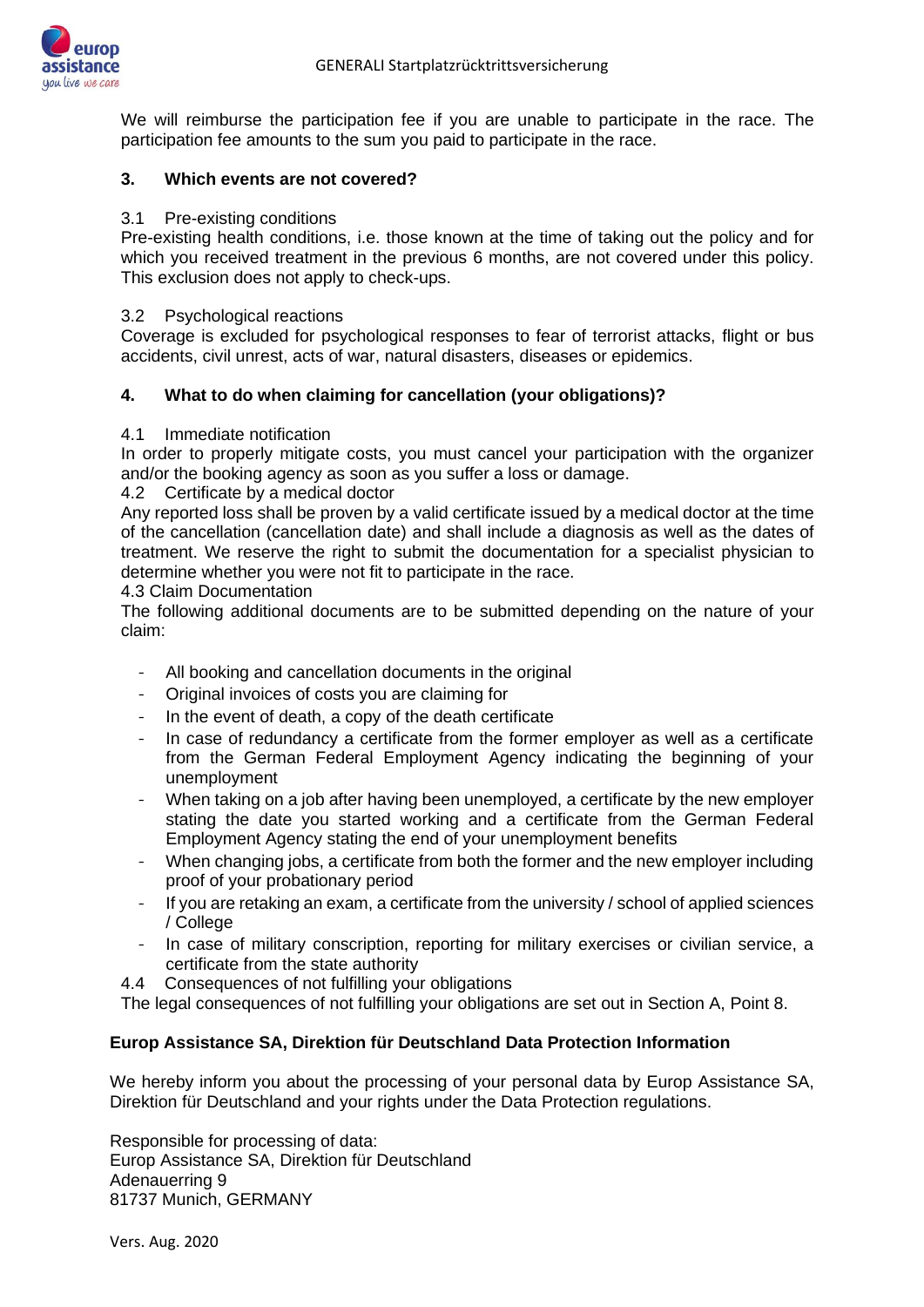We will reimburse the participation fee if you are unable to participate in the race. The participation fee amounts to the sum you paid to participate in the race.

### 3. Which events are not covered?

3.1 Pre-existing conditions

Pre-existing health conditions, i.e. those known at the time of taking out the policy and for which you received treatment in the previous 6 months, are not covered under this policy. This exclusion does not apply to check-ups.

3.2 Psychological reactions

Coverage is excluded for psychological responses to fear of terrorist attacks, flight or bus accidents, civil unrest, acts of war, natural disasters, diseases or epidemics.

### 4. What to do when claiming for cancellation (your obligations)?

4.1 Immediate notification

In order to properly mitigate costs, you must cancel your participation with the organizer and/or the booking agency as soon as you suffer a loss or damage.

4.2 Certificate by a medical doctor

Any reported loss shall be proven by a valid certificate issued by a medical doctor at the time of the cancellation (cancellation date) and shall include a diagnosis as well as the dates of treatment. We reserve the right to submit the documentation for a specialist physician to determine whether you were not fit to participate in the race.

4.3 Claim Documentation

The following additional documents are to be submitted depending on the nature of your claim:

- All booking and cancellation documents in the original
- Original invoices of costs you are claiming for
- In the event of death, a copy of the death certificate
- In case of redundancy a certificate from the former employer as well as a certificate from the German Federal Employment Agency indicating the beginning of your unemployment
- When taking on a job after having been unemployed, a certificate by the new employer stating the date you started working and a certificate from the German Federal Employment Agency stating the end of your unemployment benefits
- When changing jobs, a certificate from both the former and the new employer including proof of your probationary period
- If you are retaking an exam, a certificate from the university / school of applied sciences / College
- In case of military conscription, reporting for military exercises or civilian service, a certificate from the state authority

4.4 Consequences of not fulfilling your obligations

The legal consequences of not fulfilling your obligations are set out in Section A, Point 8.

**Europ Assistance SA, Direktion für Deutschland Data Protection Information**

We hereby inform you about the processing of your personal data by Europ Assistance SA, Direktion für Deutschland and your rights under the Data Protection regulations.

Responsible for processing of data:
Europ Assistance SA, Direktion für Deutschland
Adenauerring 9
81737 Munich, GERMANY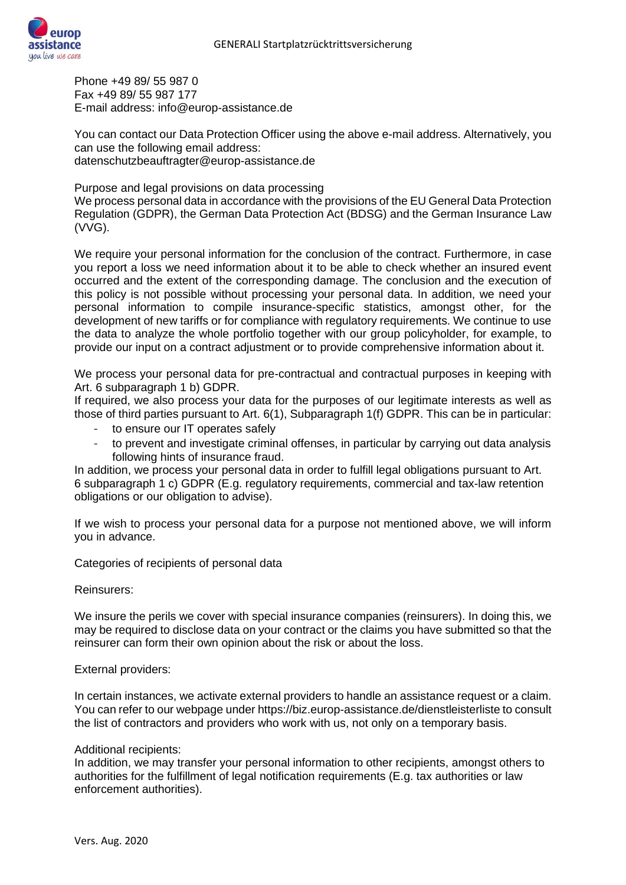Phone +49 89/ 55 987 0
Fax +49 89/ 55 987 177
E-mail address: info@europ-assistance.de

You can contact our Data Protection Officer using the above e-mail address. Alternatively, you can use the following email address:
datenschutzbeauftragter@europ-assistance.de

Purpose and legal provisions on data processing

We process personal data in accordance with the provisions of the EU General Data Protection Regulation (GDPR), the German Data Protection Act (BDSG) and the German Insurance Law (VVG).

We require your personal information for the conclusion of the contract. Furthermore, in case you report a loss we need information about it to be able to check whether an insured event occurred and the extent of the corresponding damage. The conclusion and the execution of this policy is not possible without processing your personal data. In addition, we need your personal information to compile insurance-specific statistics, amongst other, for the development of new tariffs or for compliance with regulatory requirements. We continue to use the data to analyze the whole portfolio together with our group policyholder, for example, to provide our input on a contract adjustment or to provide comprehensive information about it.

We process your personal data for pre-contractual and contractual purposes in keeping with Art. 6 subparagraph 1 b) GDPR.

If required, we also process your data for the purposes of our legitimate interests as well as those of third parties pursuant to Art. 6(1), Subparagraph 1(f) GDPR. This can be in particular:

- to ensure our IT operates safely
- to prevent and investigate criminal offenses, in particular by carrying out data analysis following hints of insurance fraud.

In addition, we process your personal data in order to fulfill legal obligations pursuant to Art. 6 subparagraph 1 c) GDPR (E.g. regulatory requirements, commercial and tax-law retention obligations or our obligation to advise).

If we wish to process your personal data for a purpose not mentioned above, we will inform you in advance.

Categories of recipients of personal data

Reinsurers:

We insure the perils we cover with special insurance companies (reinsurers). In doing this, we may be required to disclose data on your contract or the claims you have submitted so that the reinsurer can form their own opinion about the risk or about the loss.

External providers:

In certain instances, we activate external providers to handle an assistance request or a claim. You can refer to our webpage under https://biz.europ-assistance.de/dienstleisterliste to consult the list of contractors and providers who work with us, not only on a temporary basis.

Additional recipients:

In addition, we may transfer your personal information to other recipients, amongst others to authorities for the fulfillment of legal notification requirements (E.g. tax authorities or law enforcement authorities).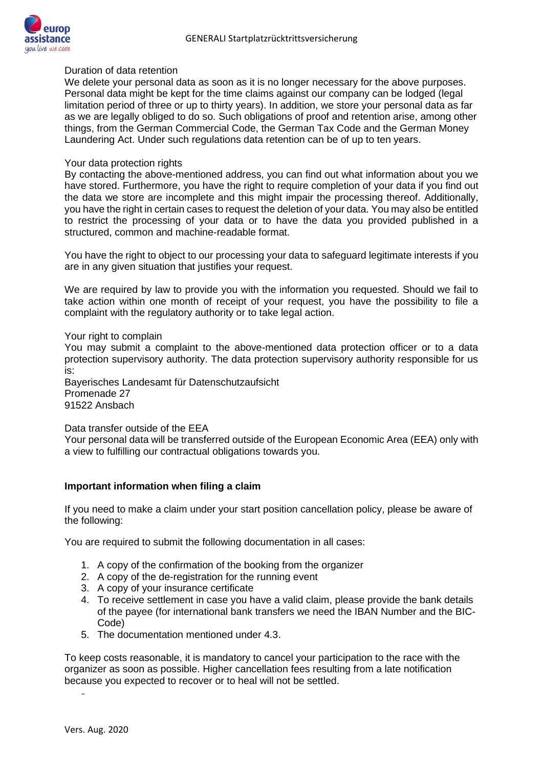Duration of data retention

We delete your personal data as soon as it is no longer necessary for the above purposes. Personal data might be kept for the time claims against our company can be lodged (legal limitation period of three or up to thirty years). In addition, we store your personal data as far as we are legally obliged to do so. Such obligations of proof and retention arise, among other things, from the German Commercial Code, the German Tax Code and the German Money Laundering Act. Under such regulations data retention can be of up to ten years.

Your data protection rights

By contacting the above-mentioned address, you can find out what information about you we have stored. Furthermore, you have the right to require completion of your data if you find out the data we store are incomplete and this might impair the processing thereof. Additionally, you have the right in certain cases to request the deletion of your data. You may also be entitled to restrict the processing of your data or to have the data you provided published in a structured, common and machine-readable format.

You have the right to object to our processing your data to safeguard legitimate interests if you are in any given situation that justifies your request.

We are required by law to provide you with the information you requested. Should we fail to take action within one month of receipt of your request, you have the possibility to file a complaint with the regulatory authority or to take legal action.

Your right to complain

You may submit a complaint to the above-mentioned data protection officer or to a data protection supervisory authority. The data protection supervisory authority responsible for us is:

Bayerisches Landesamt für Datenschutzaufsicht
Promenade 27
91522 Ansbach

Data transfer outside of the EEA

Your personal data will be transferred outside of the European Economic Area (EEA) only with a view to fulfilling our contractual obligations towards you.

**Important information when filing a claim**

If you need to make a claim under your start position cancellation policy, please be aware of the following:

You are required to submit the following documentation in all cases:

1. A copy of the confirmation of the booking from the organizer
2. A copy of the de-registration for the running event
3. A copy of your insurance certificate
4. To receive settlement in case you have a valid claim, please provide the bank details of the payee (for international bank transfers we need the IBAN Number and the BIC-Code)
5. The documentation mentioned under 4.3.

To keep costs reasonable, it is mandatory to cancel your participation to the race with the organizer as soon as possible. Higher cancellation fees resulting from a late notification because you expected to recover or to heal will not be settled.

-